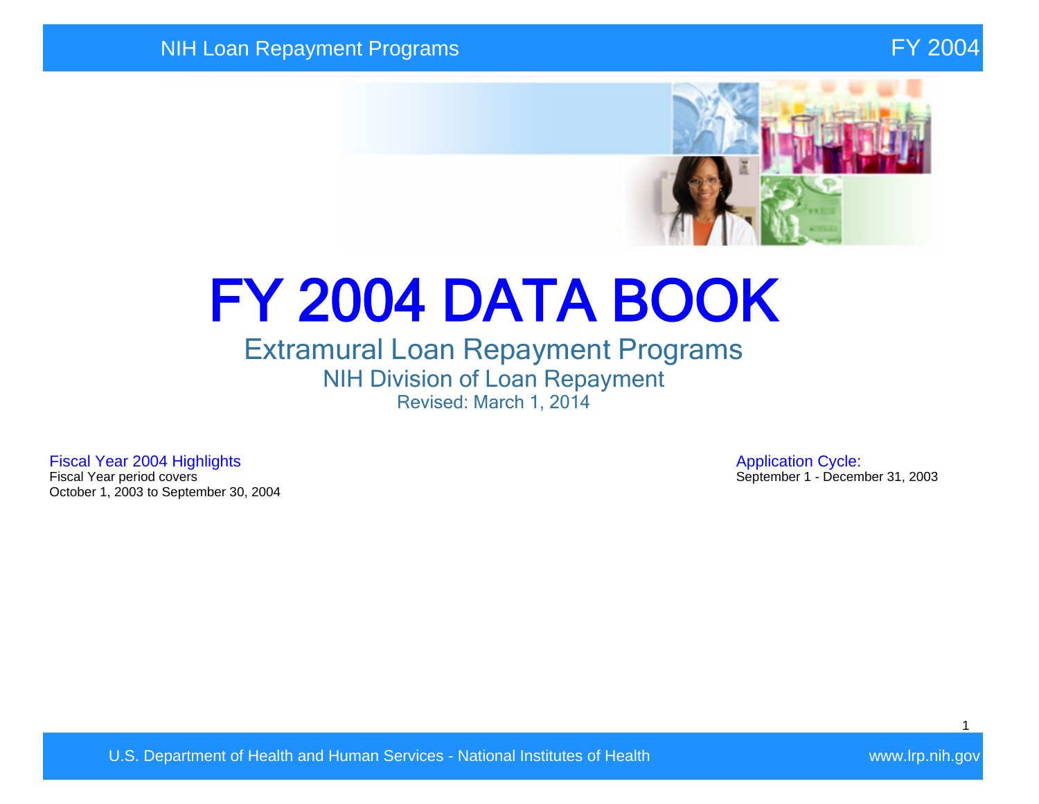# FY 2004 DATA BOOK

## Extramural Loan Repayment Programs

### NIH Division of Loan Repayment

Revised: March 1, 2014

**Fiscal Year 2004 Highlights**

Fiscal Year period covers
October 1, 2003 to September 30, 2004

**Application Cycle:**

September 1 - December 31, 2003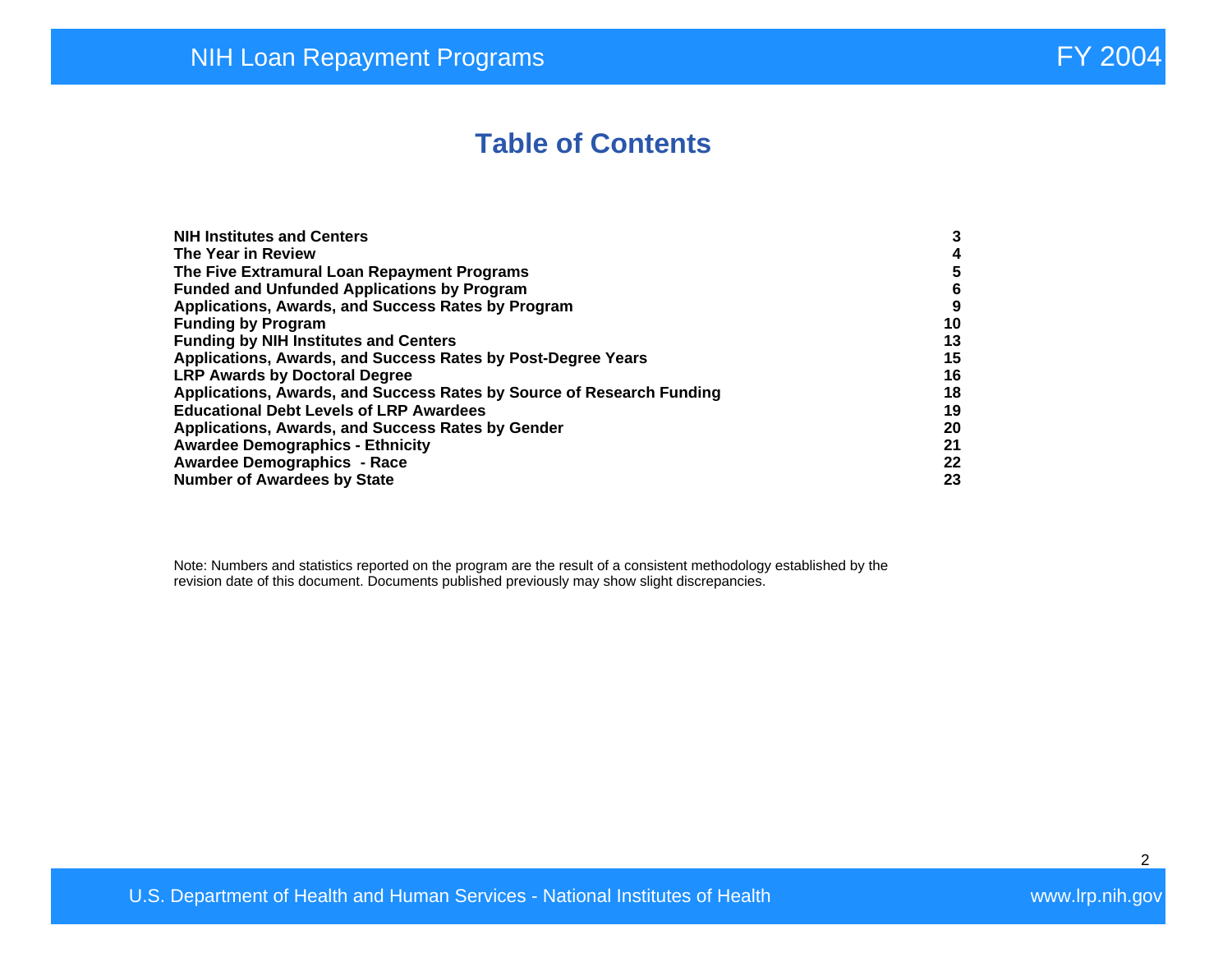# Table of Contents

| | |
|---|---|
| **NIH Institutes and Centers** | **3** |
| **The Year in Review** | **4** |
| **The Five Extramural Loan Repayment Programs** | **5** |
| **Funded and Unfunded Applications by Program** | **6** |
| **Applications, Awards, and Success Rates by Program** | **9** |
| **Funding by Program** | **10** |
| **Funding by NIH Institutes and Centers** | **13** |
| **Applications, Awards, and Success Rates by Post-Degree Years** | **15** |
| **LRP Awards by Doctoral Degree** | **16** |
| **Applications, Awards, and Success Rates by Source of Research Funding** | **18** |
| **Educational Debt Levels of LRP Awardees** | **19** |
| **Applications, Awards, and Success Rates by Gender** | **20** |
| **Awardee Demographics - Ethnicity** | **21** |
| **Awardee Demographics - Race** | **22** |
| **Number of Awardees by State** | **23** |

Note: Numbers and statistics reported on the program are the result of a consistent methodology established by the revision date of this document. Documents published previously may show slight discrepancies.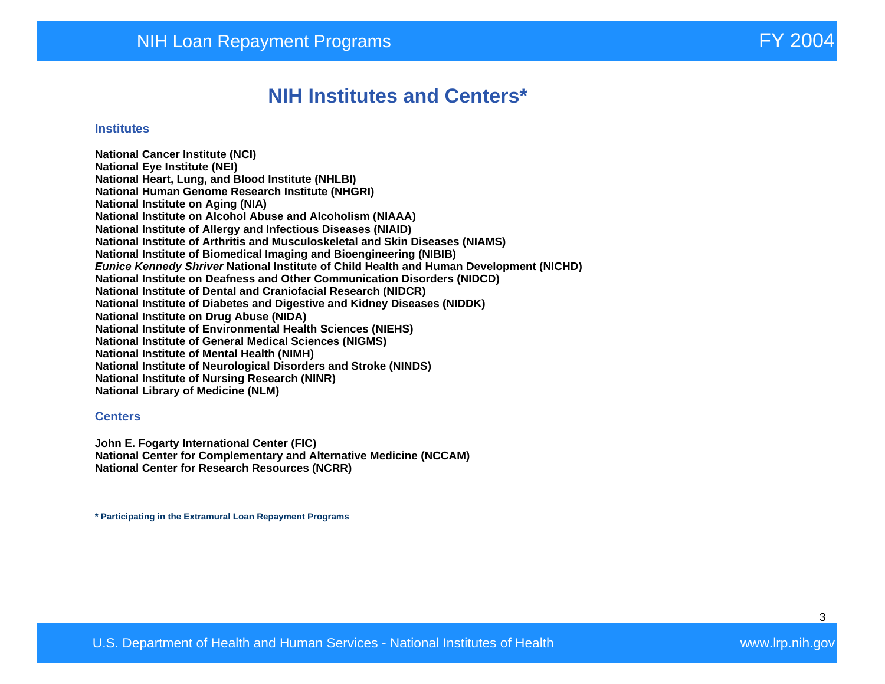# NIH Institutes and Centers*

### Institutes

**National Cancer Institute (NCI)**
**National Eye Institute (NEI)**
**National Heart, Lung, and Blood Institute (NHLBI)**
**National Human Genome Research Institute (NHGRI)**
**National Institute on Aging (NIA)**
**National Institute on Alcohol Abuse and Alcoholism (NIAAA)**
**National Institute of Allergy and Infectious Diseases (NIAID)**
**National Institute of Arthritis and Musculoskeletal and Skin Diseases (NIAMS)**
**National Institute of Biomedical Imaging and Bioengineering (NIBIB)**
***Eunice Kennedy Shriver* National Institute of Child Health and Human Development (NICHD)**
**National Institute on Deafness and Other Communication Disorders (NIDCD)**
**National Institute of Dental and Craniofacial Research (NIDCR)**
**National Institute of Diabetes and Digestive and Kidney Diseases (NIDDK)**
**National Institute on Drug Abuse (NIDA)**
**National Institute of Environmental Health Sciences (NIEHS)**
**National Institute of General Medical Sciences (NIGMS)**
**National Institute of Mental Health (NIMH)**
**National Institute of Neurological Disorders and Stroke (NINDS)**
**National Institute of Nursing Research (NINR)**
**National Library of Medicine (NLM)**

### Centers

**John E. Fogarty International Center (FIC)**
**National Center for Complementary and Alternative Medicine (NCCAM)**
**National Center for Research Resources (NCRR)**

**\* Participating in the Extramural Loan Repayment Programs**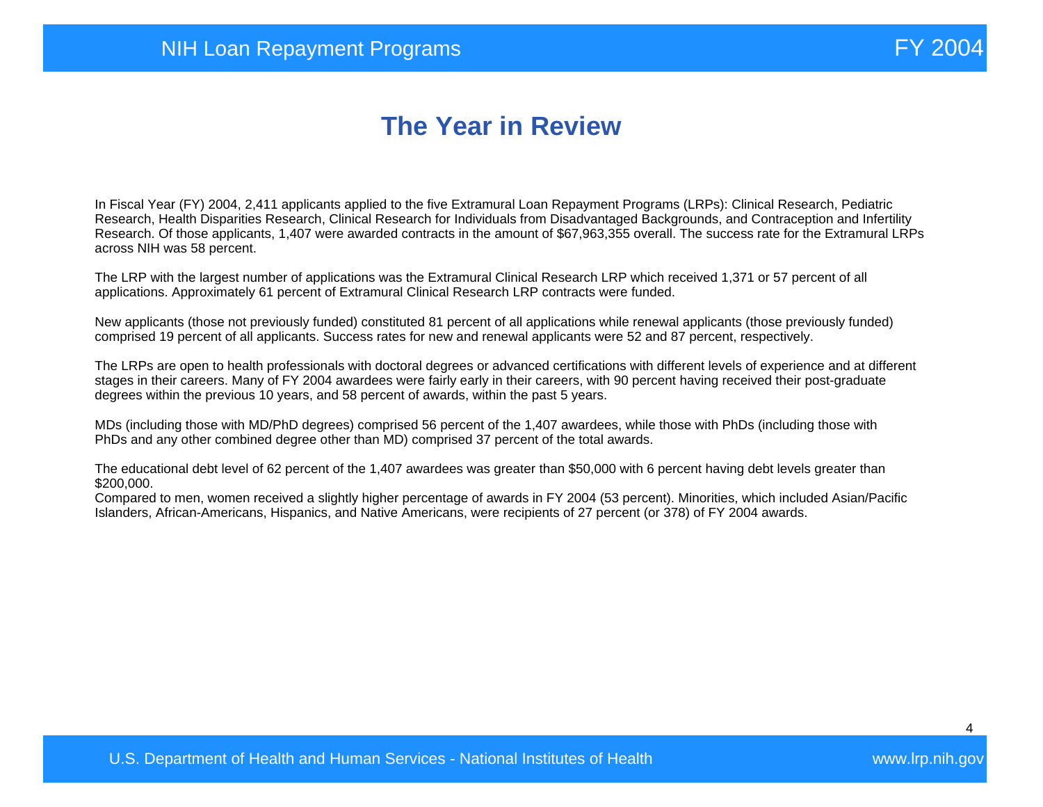# The Year in Review

In Fiscal Year (FY) 2004, 2,411 applicants applied to the five Extramural Loan Repayment Programs (LRPs): Clinical Research, Pediatric Research, Health Disparities Research, Clinical Research for Individuals from Disadvantaged Backgrounds, and Contraception and Infertility Research. Of those applicants, 1,407 were awarded contracts in the amount of $67,963,355 overall. The success rate for the Extramural LRPs across NIH was 58 percent.

The LRP with the largest number of applications was the Extramural Clinical Research LRP which received 1,371 or 57 percent of all applications. Approximately 61 percent of Extramural Clinical Research LRP contracts were funded.

New applicants (those not previously funded) constituted 81 percent of all applications while renewal applicants (those previously funded) comprised 19 percent of all applicants. Success rates for new and renewal applicants were 52 and 87 percent, respectively.

The LRPs are open to health professionals with doctoral degrees or advanced certifications with different levels of experience and at different stages in their careers. Many of FY 2004 awardees were fairly early in their careers, with 90 percent having received their post-graduate degrees within the previous 10 years, and 58 percent of awards, within the past 5 years.

MDs (including those with MD/PhD degrees) comprised 56 percent of the 1,407 awardees, while those with PhDs (including those with PhDs and any other combined degree other than MD) comprised 37 percent of the total awards.

The educational debt level of 62 percent of the 1,407 awardees was greater than $50,000 with 6 percent having debt levels greater than $200,000.

Compared to men, women received a slightly higher percentage of awards in FY 2004 (53 percent). Minorities, which included Asian/Pacific Islanders, African-Americans, Hispanics, and Native Americans, were recipients of 27 percent (or 378) of FY 2004 awards.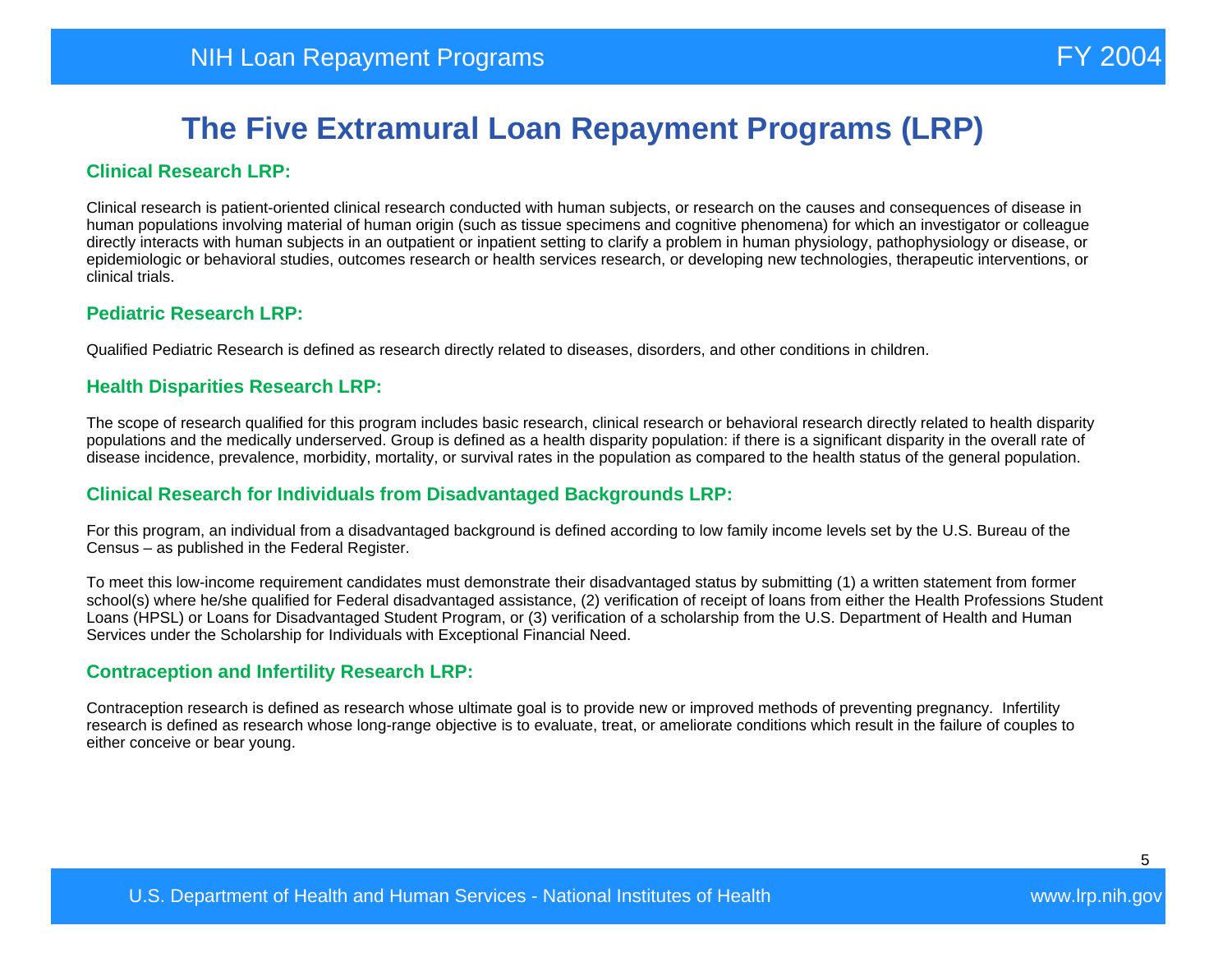# The Five Extramural Loan Repayment Programs (LRP)

## Clinical Research LRP:

Clinical research is patient-oriented clinical research conducted with human subjects, or research on the causes and consequences of disease in human populations involving material of human origin (such as tissue specimens and cognitive phenomena) for which an investigator or colleague directly interacts with human subjects in an outpatient or inpatient setting to clarify a problem in human physiology, pathophysiology or disease, or epidemiologic or behavioral studies, outcomes research or health services research, or developing new technologies, therapeutic interventions, or clinical trials.

## Pediatric Research LRP:

Qualified Pediatric Research is defined as research directly related to diseases, disorders, and other conditions in children.

## Health Disparities Research LRP:

The scope of research qualified for this program includes basic research, clinical research or behavioral research directly related to health disparity populations and the medically underserved. Group is defined as a health disparity population: if there is a significant disparity in the overall rate of disease incidence, prevalence, morbidity, mortality, or survival rates in the population as compared to the health status of the general population.

## Clinical Research for Individuals from Disadvantaged Backgrounds LRP:

For this program, an individual from a disadvantaged background is defined according to low family income levels set by the U.S. Bureau of the Census – as published in the Federal Register.

To meet this low-income requirement candidates must demonstrate their disadvantaged status by submitting (1) a written statement from former school(s) where he/she qualified for Federal disadvantaged assistance, (2) verification of receipt of loans from either the Health Professions Student Loans (HPSL) or Loans for Disadvantaged Student Program, or (3) verification of a scholarship from the U.S. Department of Health and Human Services under the Scholarship for Individuals with Exceptional Financial Need.

## Contraception and Infertility Research LRP:

Contraception research is defined as research whose ultimate goal is to provide new or improved methods of preventing pregnancy. Infertility research is defined as research whose long-range objective is to evaluate, treat, or ameliorate conditions which result in the failure of couples to either conceive or bear young.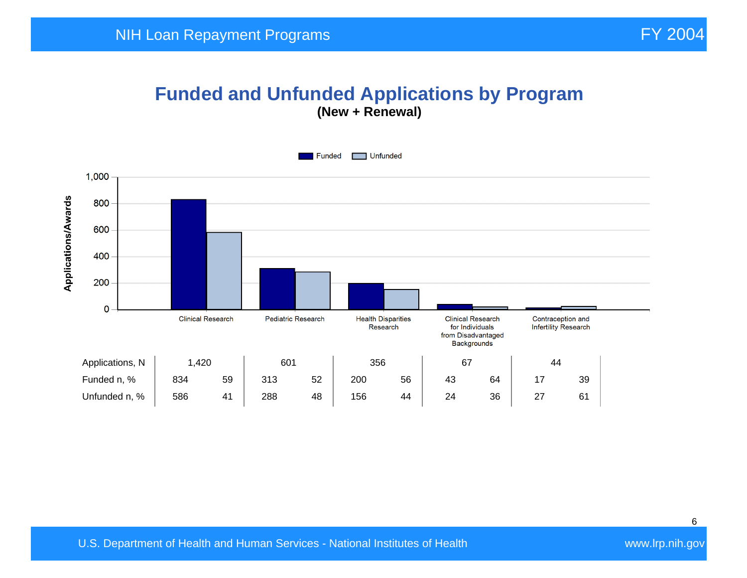# Funded and Unfunded Applications by Program

**(New + Renewal)**

| | Clinical Research | | Pediatric Research | | Health Disparities Research | | Clinical Research for Individuals from Disadvantaged Backgrounds | | Contraception and Infertility Research | |
|---|---|---|---|---|---|---|---|---|---|---|
| Applications, N | 1,420 | | 601 | | 356 | | 67 | | 44 | |
| Funded n, % | 834 | 59 | 313 | 52 | 200 | 56 | 43 | 64 | 17 | 39 |
| Unfunded n, % | 586 | 41 | 288 | 48 | 156 | 44 | 24 | 36 | 27 | 61 |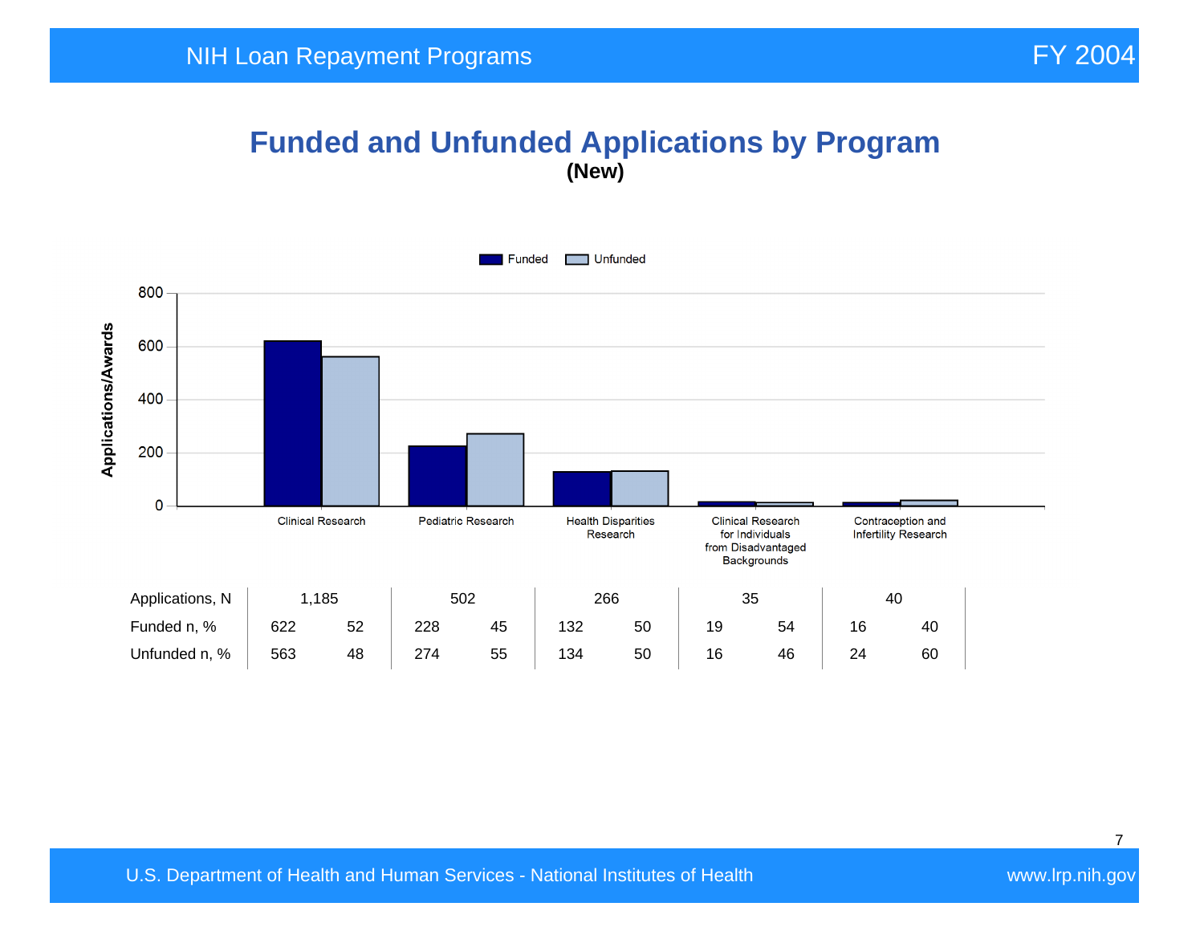# Funded and Unfunded Applications by Program

**(New)**

| | Clinical Research | | Pediatric Research | | Health Disparities Research | | Clinical Research for Individuals from Disadvantaged Backgrounds | | Contraception and Infertility Research | |
|---|---|---|---|---|---|---|---|---|---|---|
| Applications, N | 1,185 | | 502 | | 266 | | 35 | | 40 | |
| Funded n, % | 622 | 52 | 228 | 45 | 132 | 50 | 19 | 54 | 16 | 40 |
| Unfunded n, % | 563 | 48 | 274 | 55 | 134 | 50 | 16 | 46 | 24 | 60 |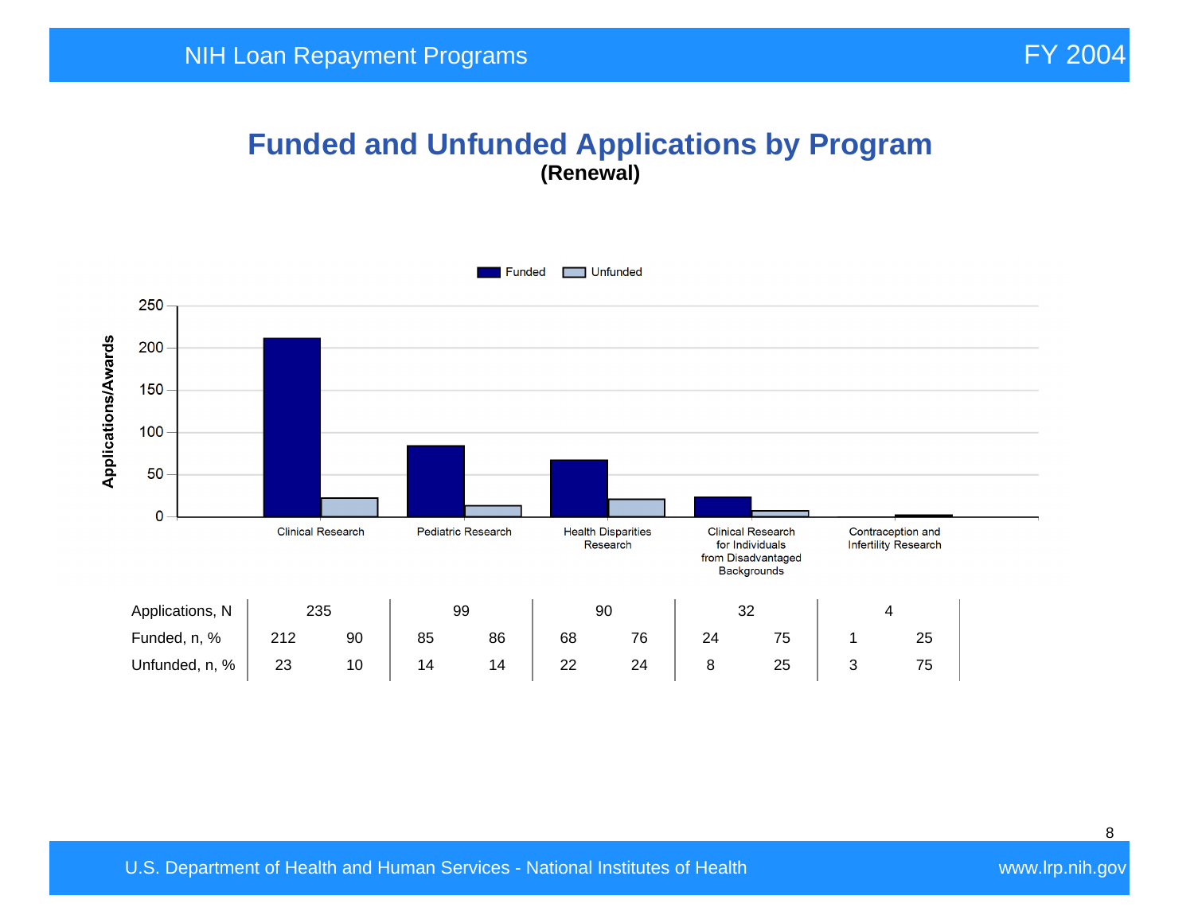# Funded and Unfunded Applications by Program

**(Renewal)**

| | Clinical Research | | Pediatric Research | | Health Disparities Research | | Clinical Research for Individuals from Disadvantaged Backgrounds | | Contraception and Infertility Research | |
|---|---|---|---|---|---|---|---|---|---|---|
| Applications, N | 235 | | 99 | | 90 | | 32 | | 4 | |
| Funded, n, % | 212 | 90 | 85 | 86 | 68 | 76 | 24 | 75 | 1 | 25 |
| Unfunded, n, % | 23 | 10 | 14 | 14 | 22 | 24 | 8 | 25 | 3 | 75 |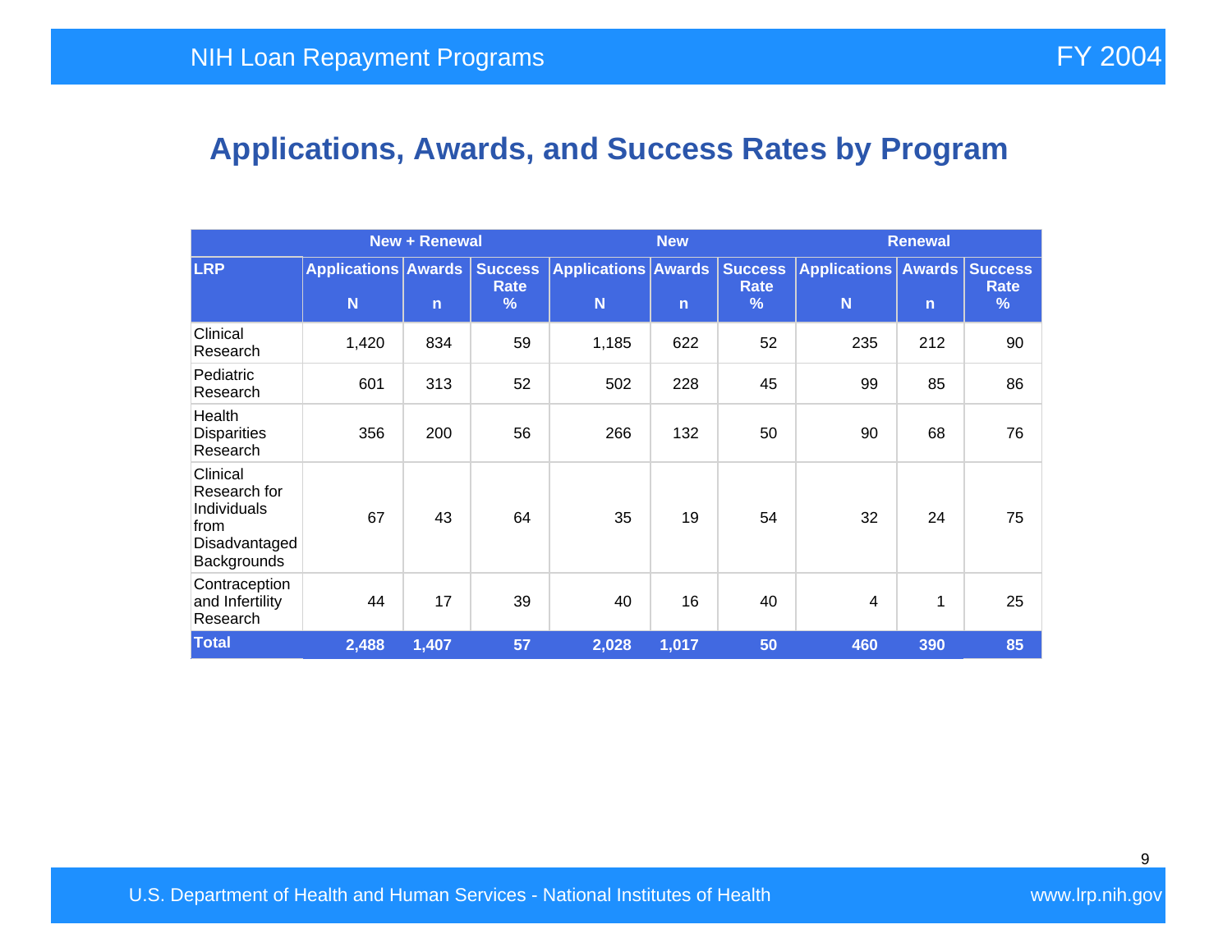## Applications, Awards, and Success Rates by Program

| | New + Renewal | | | New | | | Renewal | | |
|---|---|---|---|---|---|---|---|---|---|
| LRP | Applications N | Awards n | Success Rate % | Applications N | Awards n | Success Rate % | Applications N | Awards n | Success Rate % |
| Clinical Research | 1,420 | 834 | 59 | 1,185 | 622 | 52 | 235 | 212 | 90 |
| Pediatric Research | 601 | 313 | 52 | 502 | 228 | 45 | 99 | 85 | 86 |
| Health Disparities Research | 356 | 200 | 56 | 266 | 132 | 50 | 90 | 68 | 76 |
| Clinical Research for Individuals from Disadvantaged Backgrounds | 67 | 43 | 64 | 35 | 19 | 54 | 32 | 24 | 75 |
| Contraception and Infertility Research | 44 | 17 | 39 | 40 | 16 | 40 | 4 | 1 | 25 |
| **Total** | **2,488** | **1,407** | **57** | **2,028** | **1,017** | **50** | **460** | **390** | **85** |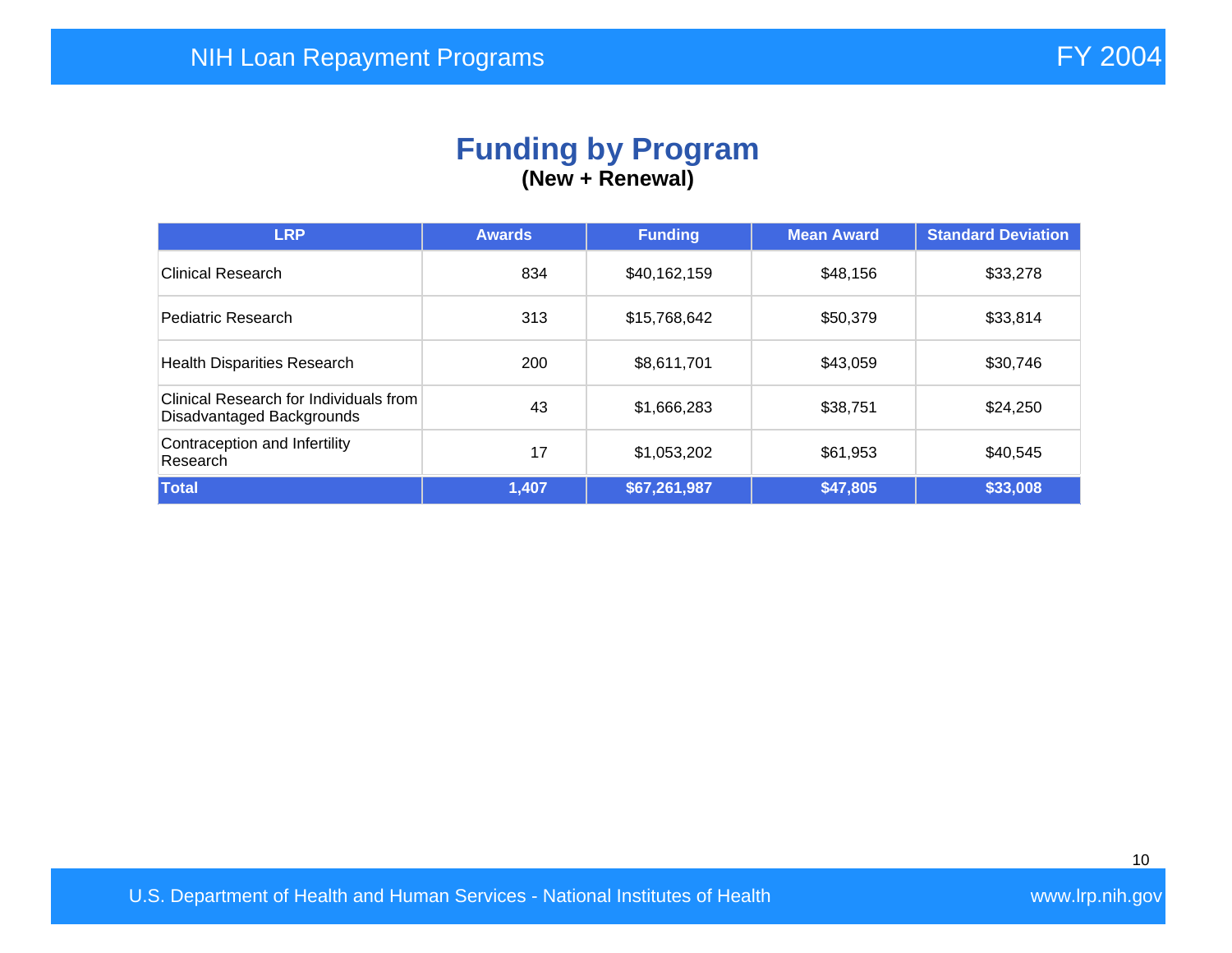## Funding by Program

**(New + Renewal)**

| LRP | Awards | Funding | Mean Award | Standard Deviation |
|---|---|---|---|---|
| Clinical Research | 834 | $40,162,159 | $48,156 | $33,278 |
| Pediatric Research | 313 | $15,768,642 | $50,379 | $33,814 |
| Health Disparities Research | 200 | $8,611,701 | $43,059 | $30,746 |
| Clinical Research for Individuals from Disadvantaged Backgrounds | 43 | $1,666,283 | $38,751 | $24,250 |
| Contraception and Infertility Research | 17 | $1,053,202 | $61,953 | $40,545 |
| **Total** | **1,407** | **$67,261,987** | **$47,805** | **$33,008** |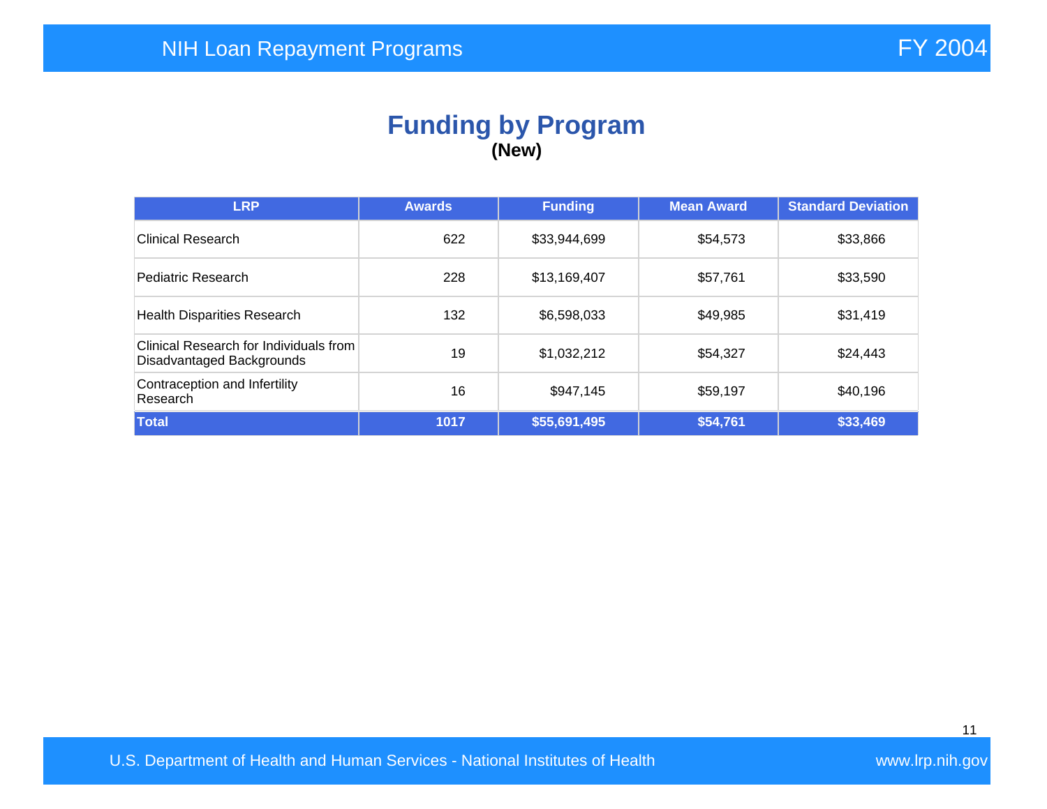## Funding by Program

**(New)**

| LRP | Awards | Funding | Mean Award | Standard Deviation |
|---|---|---|---|---|
| Clinical Research | 622 | $33,944,699 | $54,573 | $33,866 |
| Pediatric Research | 228 | $13,169,407 | $57,761 | $33,590 |
| Health Disparities Research | 132 | $6,598,033 | $49,985 | $31,419 |
| Clinical Research for Individuals from Disadvantaged Backgrounds | 19 | $1,032,212 | $54,327 | $24,443 |
| Contraception and Infertility Research | 16 | $947,145 | $59,197 | $40,196 |
| **Total** | **1017** | **$55,691,495** | **$54,761** | **$33,469** |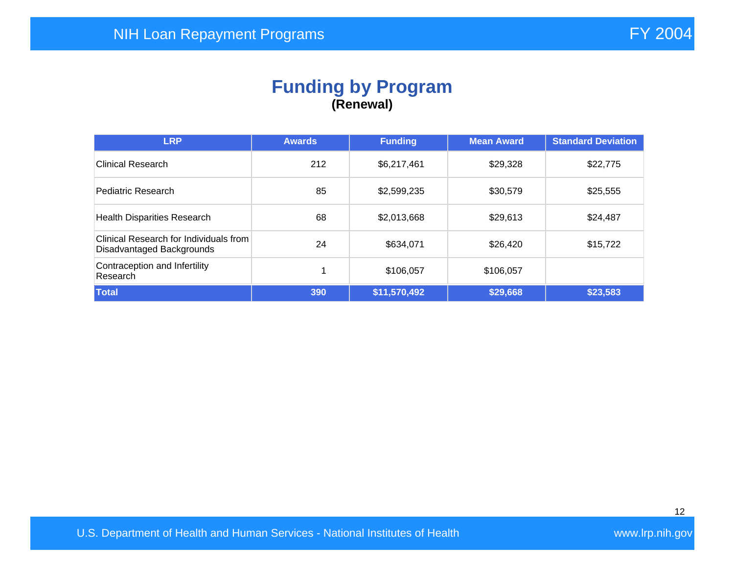# Funding by Program

**(Renewal)**

| LRP | Awards | Funding | Mean Award | Standard Deviation |
|---|---|---|---|---|
| Clinical Research | 212 | $6,217,461 | $29,328 | $22,775 |
| Pediatric Research | 85 | $2,599,235 | $30,579 | $25,555 |
| Health Disparities Research | 68 | $2,013,668 | $29,613 | $24,487 |
| Clinical Research for Individuals from Disadvantaged Backgrounds | 24 | $634,071 | $26,420 | $15,722 |
| Contraception and Infertility Research | 1 | $106,057 | $106,057 | |
| **Total** | **390** | **$11,570,492** | **$29,668** | **$23,583** |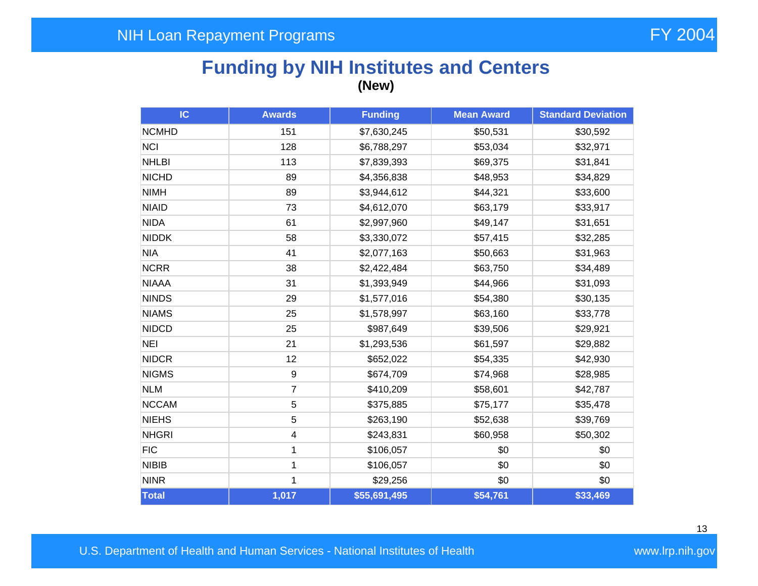# Funding by NIH Institutes and Centers

**(New)**

| IC | Awards | Funding | Mean Award | Standard Deviation |
|---|---|---|---|---|
| NCMHD | 151 | $7,630,245 | $50,531 | $30,592 |
| NCI | 128 | $6,788,297 | $53,034 | $32,971 |
| NHLBI | 113 | $7,839,393 | $69,375 | $31,841 |
| NICHD | 89 | $4,356,838 | $48,953 | $34,829 |
| NIMH | 89 | $3,944,612 | $44,321 | $33,600 |
| NIAID | 73 | $4,612,070 | $63,179 | $33,917 |
| NIDA | 61 | $2,997,960 | $49,147 | $31,651 |
| NIDDK | 58 | $3,330,072 | $57,415 | $32,285 |
| NIA | 41 | $2,077,163 | $50,663 | $31,963 |
| NCRR | 38 | $2,422,484 | $63,750 | $34,489 |
| NIAAA | 31 | $1,393,949 | $44,966 | $31,093 |
| NINDS | 29 | $1,577,016 | $54,380 | $30,135 |
| NIAMS | 25 | $1,578,997 | $63,160 | $33,778 |
| NIDCD | 25 | $987,649 | $39,506 | $29,921 |
| NEI | 21 | $1,293,536 | $61,597 | $29,882 |
| NIDCR | 12 | $652,022 | $54,335 | $42,930 |
| NIGMS | 9 | $674,709 | $74,968 | $28,985 |
| NLM | 7 | $410,209 | $58,601 | $42,787 |
| NCCAM | 5 | $375,885 | $75,177 | $35,478 |
| NIEHS | 5 | $263,190 | $52,638 | $39,769 |
| NHGRI | 4 | $243,831 | $60,958 | $50,302 |
| FIC | 1 | $106,057 | $0 | $0 |
| NIBIB | 1 | $106,057 | $0 | $0 |
| NINR | 1 | $29,256 | $0 | $0 |
| **Total** | **1,017** | **$55,691,495** | **$54,761** | **$33,469** |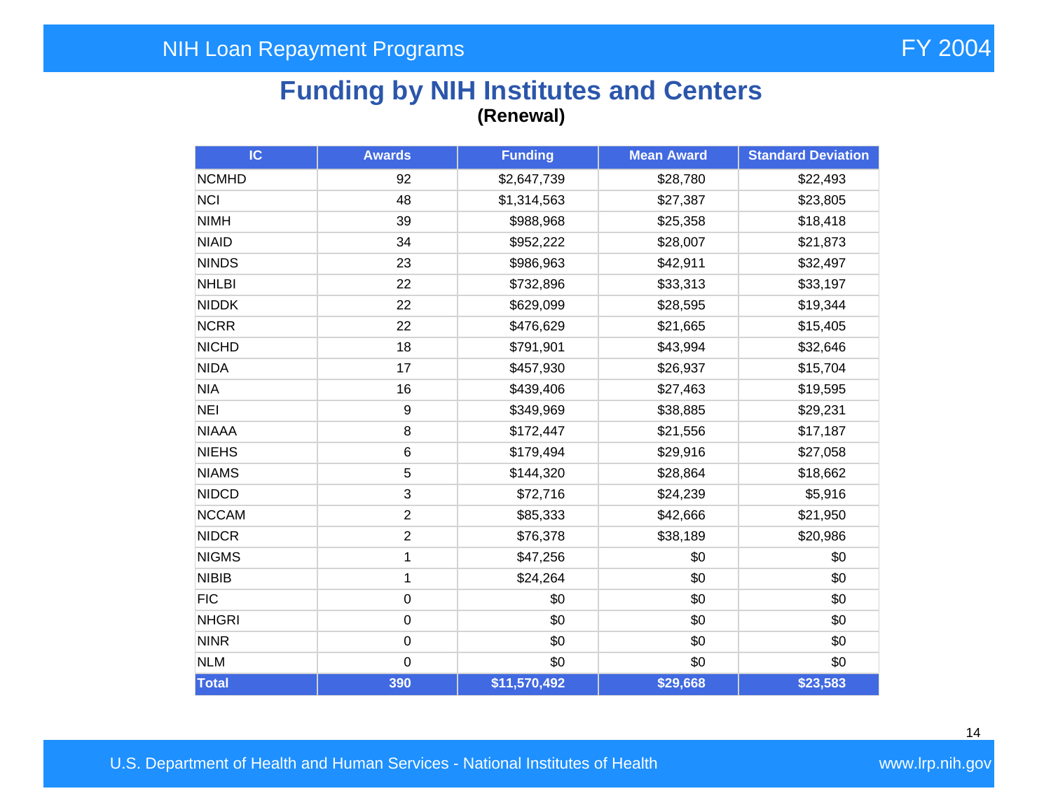# Funding by NIH Institutes and Centers

**(Renewal)**

| IC | Awards | Funding | Mean Award | Standard Deviation |
|---|---|---|---|---|
| NCMHD | 92 | $2,647,739 | $28,780 | $22,493 |
| NCI | 48 | $1,314,563 | $27,387 | $23,805 |
| NIMH | 39 | $988,968 | $25,358 | $18,418 |
| NIAID | 34 | $952,222 | $28,007 | $21,873 |
| NINDS | 23 | $986,963 | $42,911 | $32,497 |
| NHLBI | 22 | $732,896 | $33,313 | $33,197 |
| NIDDK | 22 | $629,099 | $28,595 | $19,344 |
| NCRR | 22 | $476,629 | $21,665 | $15,405 |
| NICHD | 18 | $791,901 | $43,994 | $32,646 |
| NIDA | 17 | $457,930 | $26,937 | $15,704 |
| NIA | 16 | $439,406 | $27,463 | $19,595 |
| NEI | 9 | $349,969 | $38,885 | $29,231 |
| NIAAA | 8 | $172,447 | $21,556 | $17,187 |
| NIEHS | 6 | $179,494 | $29,916 | $27,058 |
| NIAMS | 5 | $144,320 | $28,864 | $18,662 |
| NIDCD | 3 | $72,716 | $24,239 | $5,916 |
| NCCAM | 2 | $85,333 | $42,666 | $21,950 |
| NIDCR | 2 | $76,378 | $38,189 | $20,986 |
| NIGMS | 1 | $47,256 | $0 | $0 |
| NIBIB | 1 | $24,264 | $0 | $0 |
| FIC | 0 | $0 | $0 | $0 |
| NHGRI | 0 | $0 | $0 | $0 |
| NINR | 0 | $0 | $0 | $0 |
| NLM | 0 | $0 | $0 | $0 |
| **Total** | **390** | **$11,570,492** | **$29,668** | **$23,583** |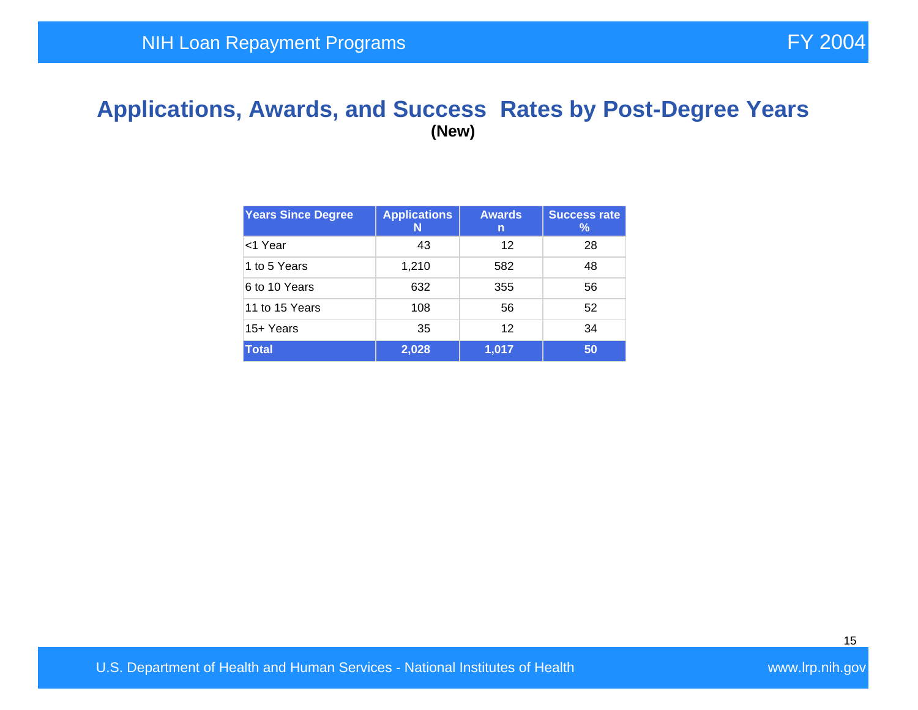# Applications, Awards, and Success Rates by Post-Degree Years

**(New)**

| Years Since Degree | Applications N | Awards n | Success rate % |
|---|---|---|---|
| <1 Year | 43 | 12 | 28 |
| 1 to 5 Years | 1,210 | 582 | 48 |
| 6 to 10 Years | 632 | 355 | 56 |
| 11 to 15 Years | 108 | 56 | 52 |
| 15+ Years | 35 | 12 | 34 |
| **Total** | **2,028** | **1,017** | **50** |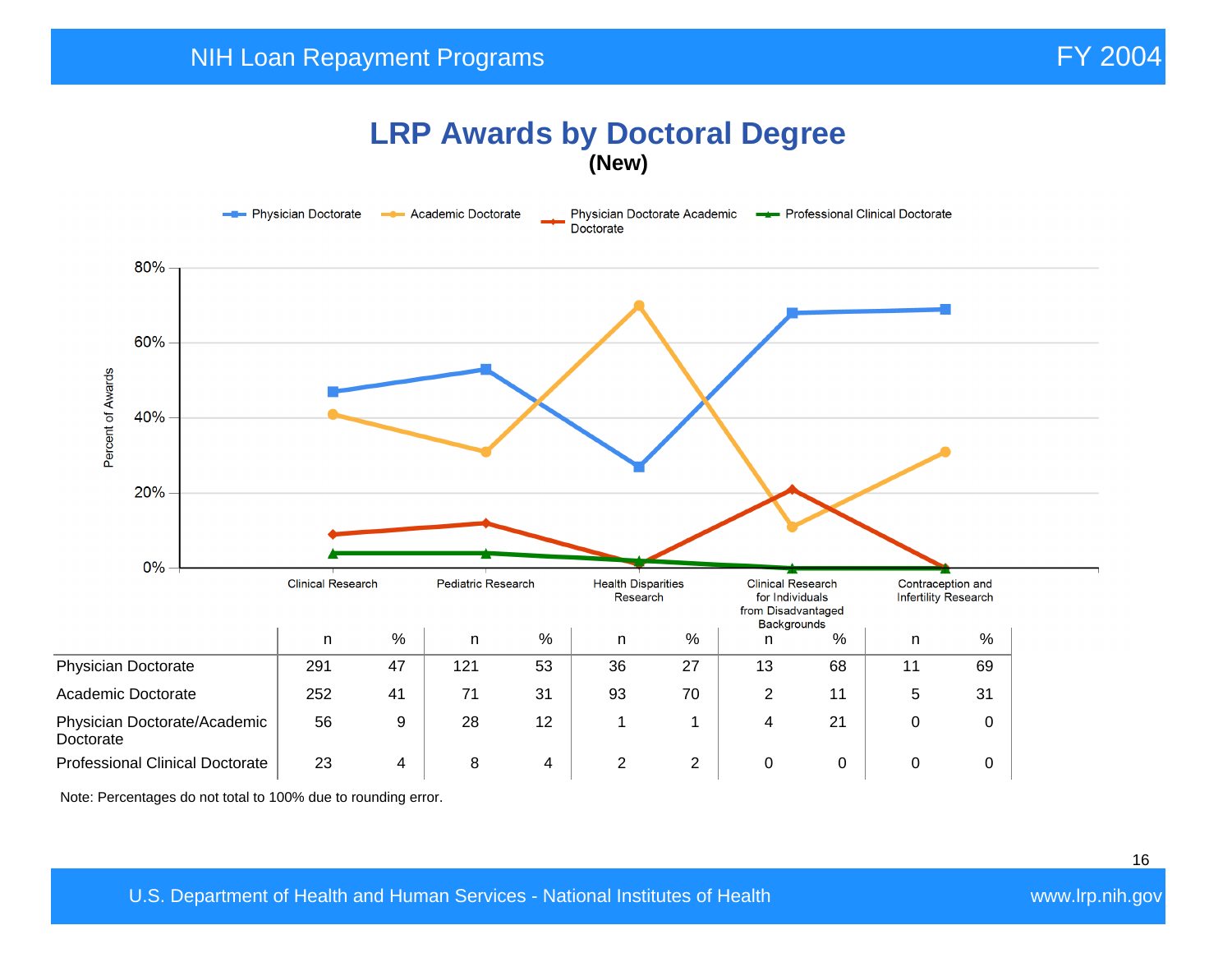# LRP Awards by Doctoral Degree

**(New)**

| | Clinical Research | | Pediatric Research | | Health Disparities Research | | Clinical Research for Individuals from Disadvantaged Backgrounds | | Contraception and Infertility Research | |
|---|---|---|---|---|---|---|---|---|---|---|
| | n | % | n | % | n | % | n | % | n | % |
| Physician Doctorate | 291 | 47 | 121 | 53 | 36 | 27 | 13 | 68 | 11 | 69 |
| Academic Doctorate | 252 | 41 | 71 | 31 | 93 | 70 | 2 | 11 | 5 | 31 |
| Physician Doctorate/Academic Doctorate | 56 | 9 | 28 | 12 | 1 | 1 | 4 | 21 | 0 | 0 |
| Professional Clinical Doctorate | 23 | 4 | 8 | 4 | 2 | 2 | 0 | 0 | 0 | 0 |

Note: Percentages do not total to 100% due to rounding error.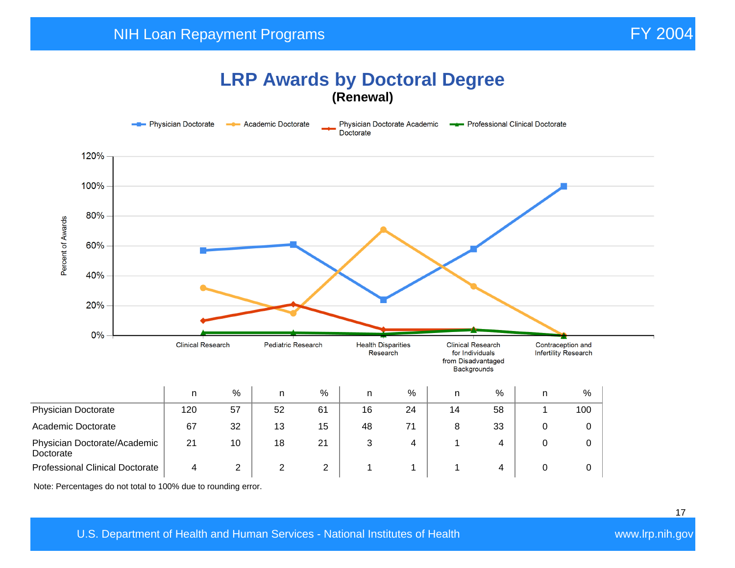# LRP Awards by Doctoral Degree

**(Renewal)**

|  | Clinical Research |  | Pediatric Research |  | Health Disparities Research |  | Clinical Research for Individuals from Disadvantaged Backgrounds |  | Contraception and Infertility Research |  |
|---|---|---|---|---|---|---|---|---|---|---|
|  | n | % | n | % | n | % | n | % | n | % |
| Physician Doctorate | 120 | 57 | 52 | 61 | 16 | 24 | 14 | 58 | 1 | 100 |
| Academic Doctorate | 67 | 32 | 13 | 15 | 48 | 71 | 8 | 33 | 0 | 0 |
| Physician Doctorate/Academic Doctorate | 21 | 10 | 18 | 21 | 3 | 4 | 1 | 4 | 0 | 0 |
| Professional Clinical Doctorate | 4 | 2 | 2 | 2 | 1 | 1 | 1 | 4 | 0 | 0 |

Note: Percentages do not total to 100% due to rounding error.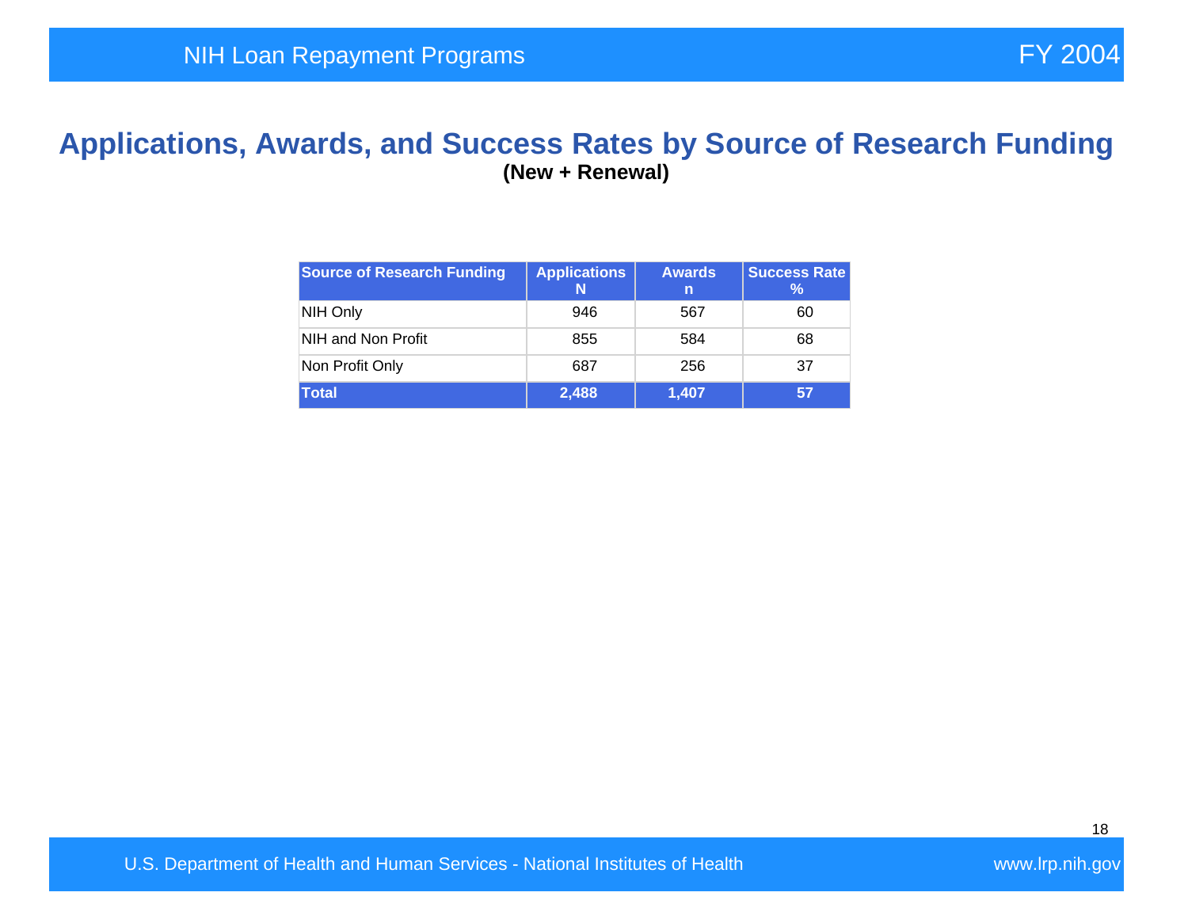# Applications, Awards, and Success Rates by Source of Research Funding

**(New + Renewal)**

| Source of Research Funding | Applications N | Awards n | Success Rate % |
|---|---|---|---|
| NIH Only | 946 | 567 | 60 |
| NIH and Non Profit | 855 | 584 | 68 |
| Non Profit Only | 687 | 256 | 37 |
| **Total** | **2,488** | **1,407** | **57** |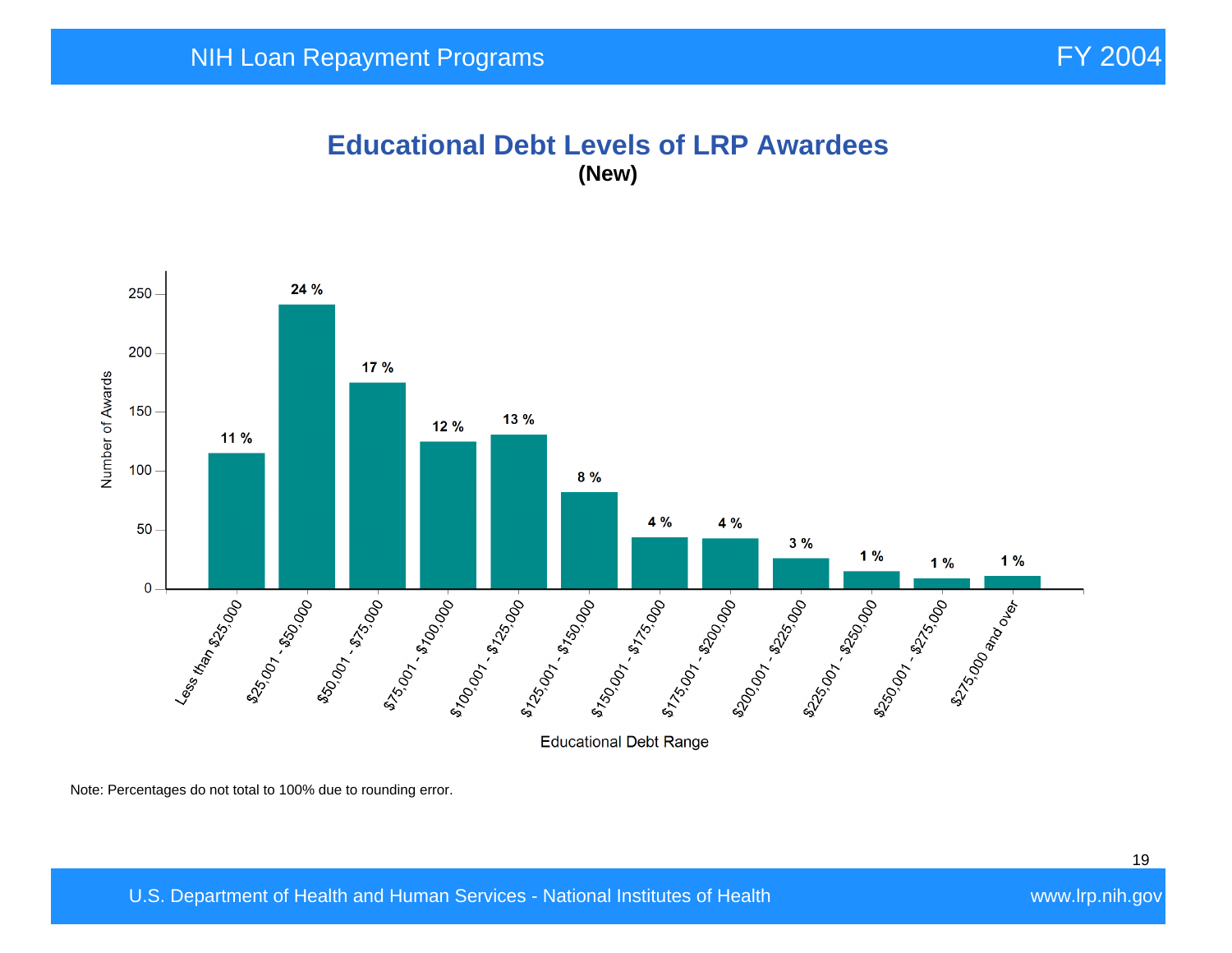# Educational Debt Levels of LRP Awardees

**(New)**

| Educational Debt Range | Percentage |
|---|---|
| Less than $25,000 | 11 % |
| $25,001 - $50,000 | 24 % |
| $50,001 - $75,000 | 17 % |
| $75,001 - $100,000 | 12 % |
| $100,001 - $125,000 | 13 % |
| $125,001 - $150,000 | 8 % |
| $150,001 - $175,000 | 4 % |
| $175,001 - $200,000 | 4 % |
| $200,001 - $225,000 | 3 % |
| $225,001 - $250,000 | 1 % |
| $250,001 - $275,000 | 1 % |
| $275,000 and over | 1 % |

Note: Percentages do not total to 100% due to rounding error.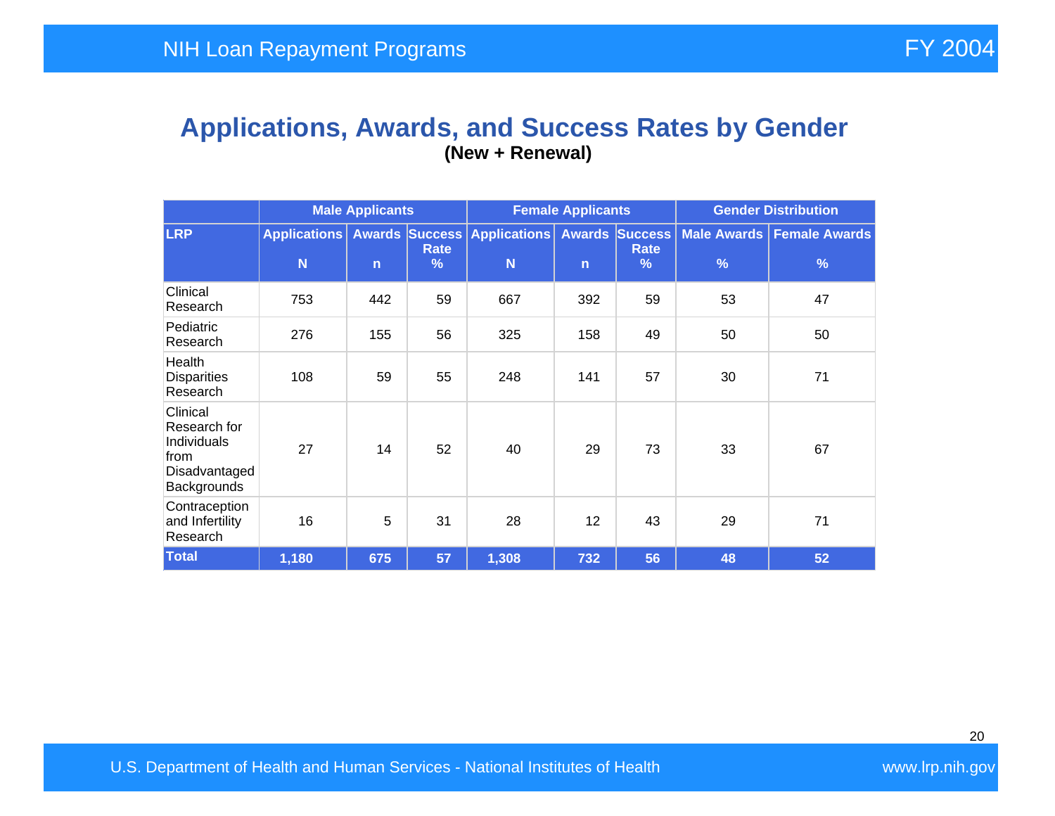## Applications, Awards, and Success Rates by Gender

**(New + Renewal)**

| | Male Applicants | | | Female Applicants | | | Gender Distribution | |
|---|---|---|---|---|---|---|---|---|
| **LRP** | **Applications N** | **Awards n** | **Success Rate %** | **Applications N** | **Awards n** | **Success Rate %** | **Male Awards %** | **Female Awards %** |
| Clinical Research | 753 | 442 | 59 | 667 | 392 | 59 | 53 | 47 |
| Pediatric Research | 276 | 155 | 56 | 325 | 158 | 49 | 50 | 50 |
| Health Disparities Research | 108 | 59 | 55 | 248 | 141 | 57 | 30 | 71 |
| Clinical Research for Individuals from Disadvantaged Backgrounds | 27 | 14 | 52 | 40 | 29 | 73 | 33 | 67 |
| Contraception and Infertility Research | 16 | 5 | 31 | 28 | 12 | 43 | 29 | 71 |
| **Total** | **1,180** | **675** | **57** | **1,308** | **732** | **56** | **48** | **52** |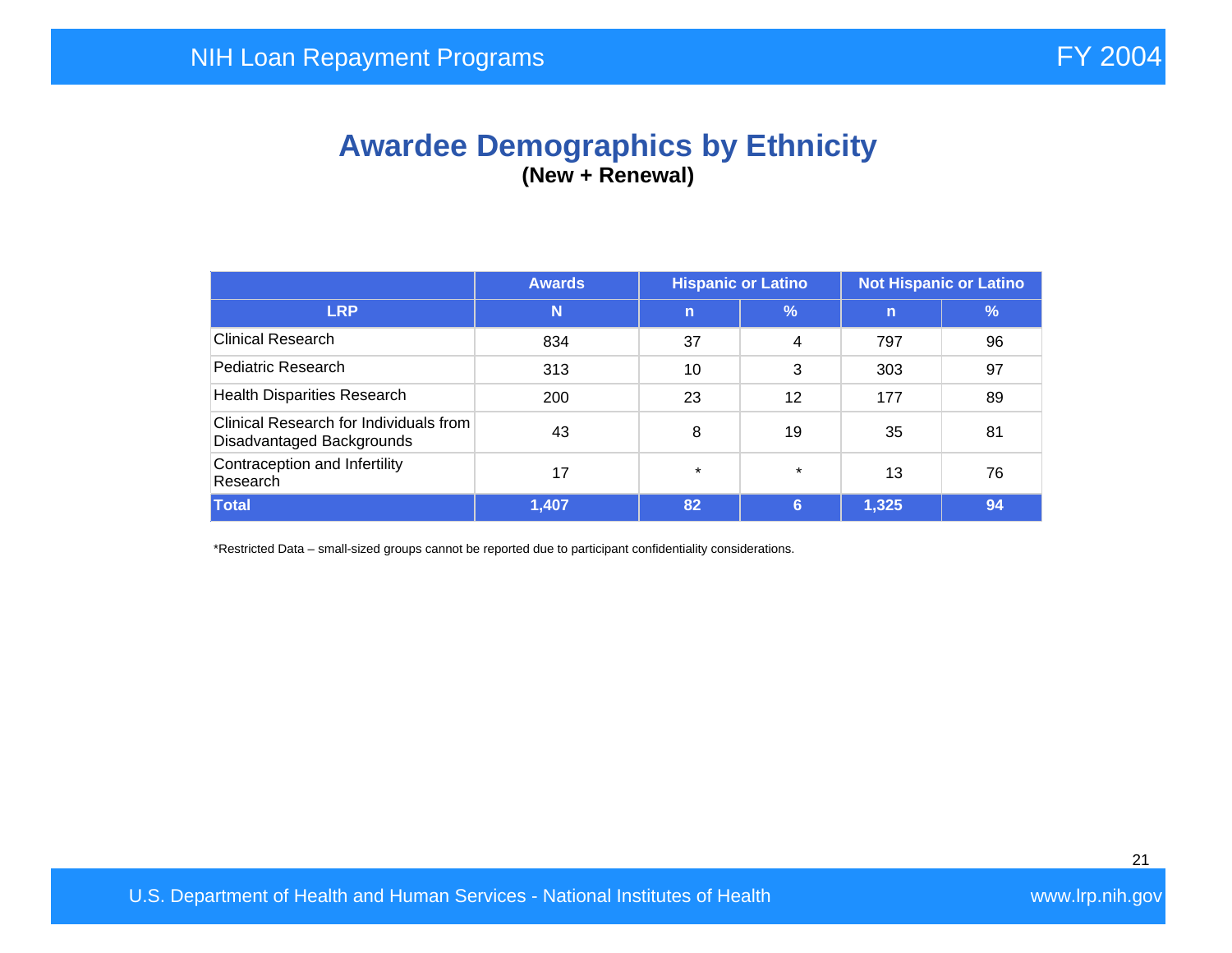# Awardee Demographics by Ethnicity

**(New + Renewal)**

| | Awards | Hispanic or Latino | | Not Hispanic or Latino | |
|---|---|---|---|---|---|
| **LRP** | **N** | **n** | **%** | **n** | **%** |
| Clinical Research | 834 | 37 | 4 | 797 | 96 |
| Pediatric Research | 313 | 10 | 3 | 303 | 97 |
| Health Disparities Research | 200 | 23 | 12 | 177 | 89 |
| Clinical Research for Individuals from Disadvantaged Backgrounds | 43 | 8 | 19 | 35 | 81 |
| Contraception and Infertility Research | 17 | * | * | 13 | 76 |
| **Total** | **1,407** | **82** | **6** | **1,325** | **94** |

*Restricted Data – small-sized groups cannot be reported due to participant confidentiality considerations.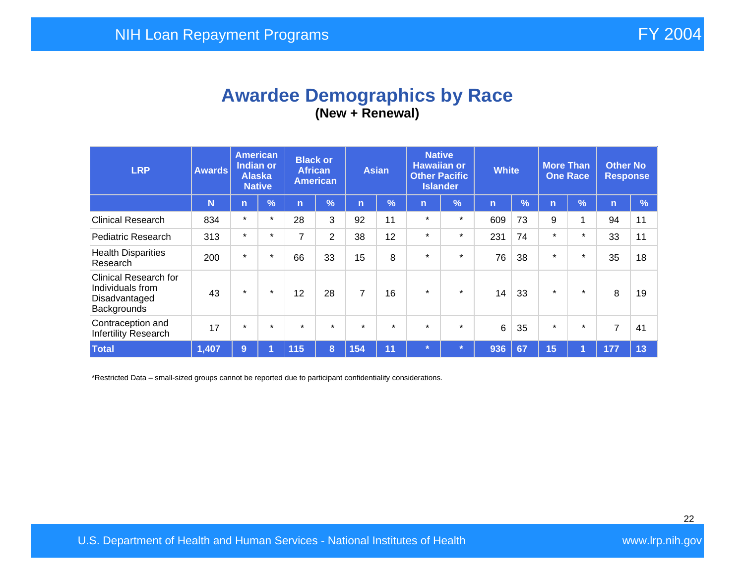# Awardee Demographics by Race

**(New + Renewal)**

| LRP | Awards | American Indian or Alaska Native | | Black or African American | | Asian | | Native Hawaiian or Other Pacific Islander | | White | | More Than One Race | | Other No Response | |
|---|---|---|---|---|---|---|---|---|---|---|---|---|---|---|---|
| | N | n | % | n | % | n | % | n | % | n | % | n | % | n | % |
| Clinical Research | 834 | * | * | 28 | 3 | 92 | 11 | * | * | 609 | 73 | 9 | 1 | 94 | 11 |
| Pediatric Research | 313 | * | * | 7 | 2 | 38 | 12 | * | * | 231 | 74 | * | * | 33 | 11 |
| Health Disparities Research | 200 | * | * | 66 | 33 | 15 | 8 | * | * | 76 | 38 | * | * | 35 | 18 |
| Clinical Research for Individuals from Disadvantaged Backgrounds | 43 | * | * | 12 | 28 | 7 | 16 | * | * | 14 | 33 | * | * | 8 | 19 |
| Contraception and Infertility Research | 17 | * | * | * | * | * | * | * | * | 6 | 35 | * | * | 7 | 41 |
| **Total** | **1,407** | **9** | **1** | **115** | **8** | **154** | **11** | ***** | ***** | **936** | **67** | **15** | **1** | **177** | **13** |

*Restricted Data – small-sized groups cannot be reported due to participant confidentiality considerations.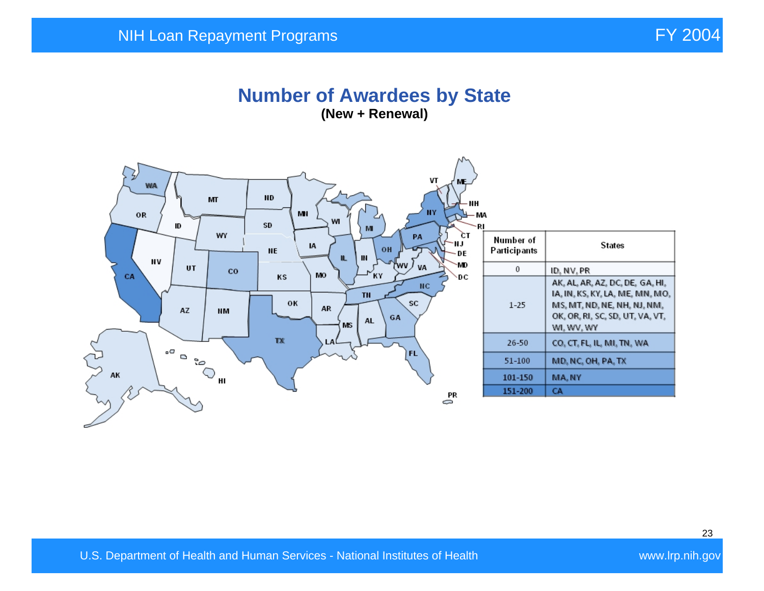## Number of Awardees by State

**(New + Renewal)**

| Number of Participants | States |
|---|---|
| 0 | ID, NV, PR |
| 1-25 | AK, AL, AR, AZ, DC, DE, GA, HI, IA, IN, KS, KY, LA, ME, MN, MO, MS, MT, ND, NE, NH, NJ, NM, OK, OR, RI, SC, SD, UT, VA, VT, WI, WV, WY |
| 26-50 | CO, CT, FL, IL, MI, TN, WA |
| 51-100 | MD, NC, OH, PA, TX |
| 101-150 | MA, NY |
| 151-200 | CA |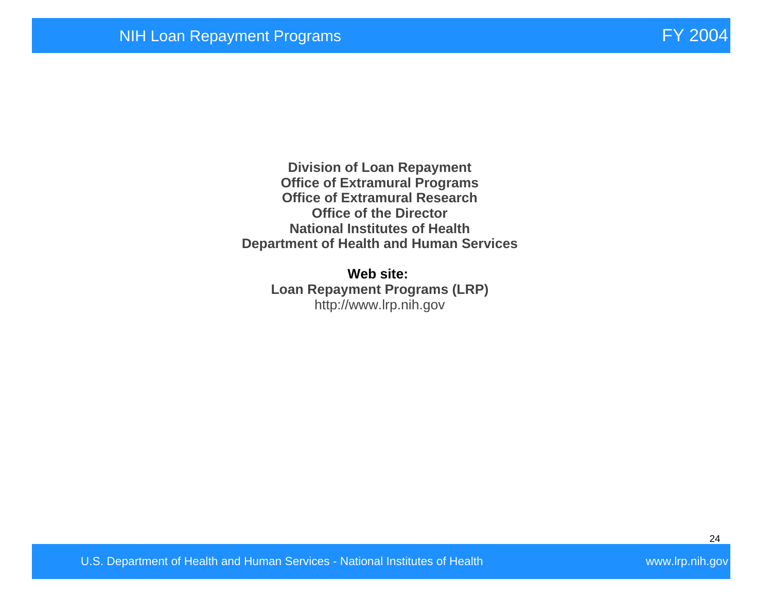**Division of Loan Repayment**
**Office of Extramural Programs**
**Office of Extramural Research**
**Office of the Director**
**National Institutes of Health**
**Department of Health and Human Services**

**Web site:**
**Loan Repayment Programs (LRP)**
http://www.lrp.nih.gov